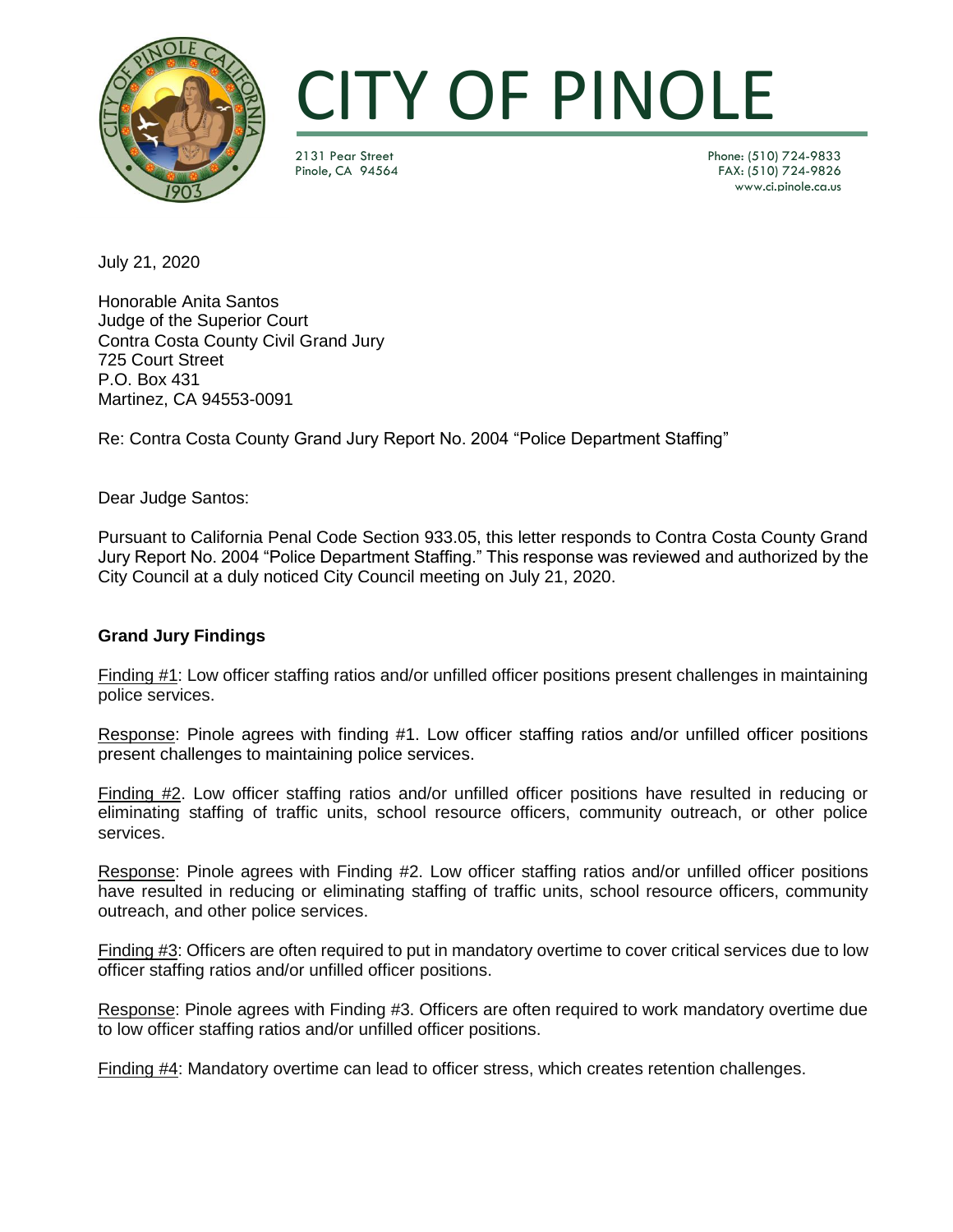# CITY OF PINOLE

2131 Pear Street
Pinole, CA 94564

Phone: (510) 724-9833
FAX: (510) 724-9826
www.ci.pinole.ca.us

July 21, 2020

Honorable Anita Santos
Judge of the Superior Court
Contra Costa County Civil Grand Jury
725 Court Street
P.O. Box 431
Martinez, CA 94553-0091

Re: Contra Costa County Grand Jury Report No. 2004 "Police Department Staffing"

Dear Judge Santos:

Pursuant to California Penal Code Section 933.05, this letter responds to Contra Costa County Grand Jury Report No. 2004 "Police Department Staffing." This response was reviewed and authorized by the City Council at a duly noticed City Council meeting on July 21, 2020.

**Grand Jury Findings**

Finding #1: Low officer staffing ratios and/or unfilled officer positions present challenges in maintaining police services.

Response: Pinole agrees with finding #1. Low officer staffing ratios and/or unfilled officer positions present challenges to maintaining police services.

Finding #2. Low officer staffing ratios and/or unfilled officer positions have resulted in reducing or eliminating staffing of traffic units, school resource officers, community outreach, or other police services.

Response: Pinole agrees with Finding #2. Low officer staffing ratios and/or unfilled officer positions have resulted in reducing or eliminating staffing of traffic units, school resource officers, community outreach, and other police services.

Finding #3: Officers are often required to put in mandatory overtime to cover critical services due to low officer staffing ratios and/or unfilled officer positions.

Response: Pinole agrees with Finding #3. Officers are often required to work mandatory overtime due to low officer staffing ratios and/or unfilled officer positions.

Finding #4: Mandatory overtime can lead to officer stress, which creates retention challenges.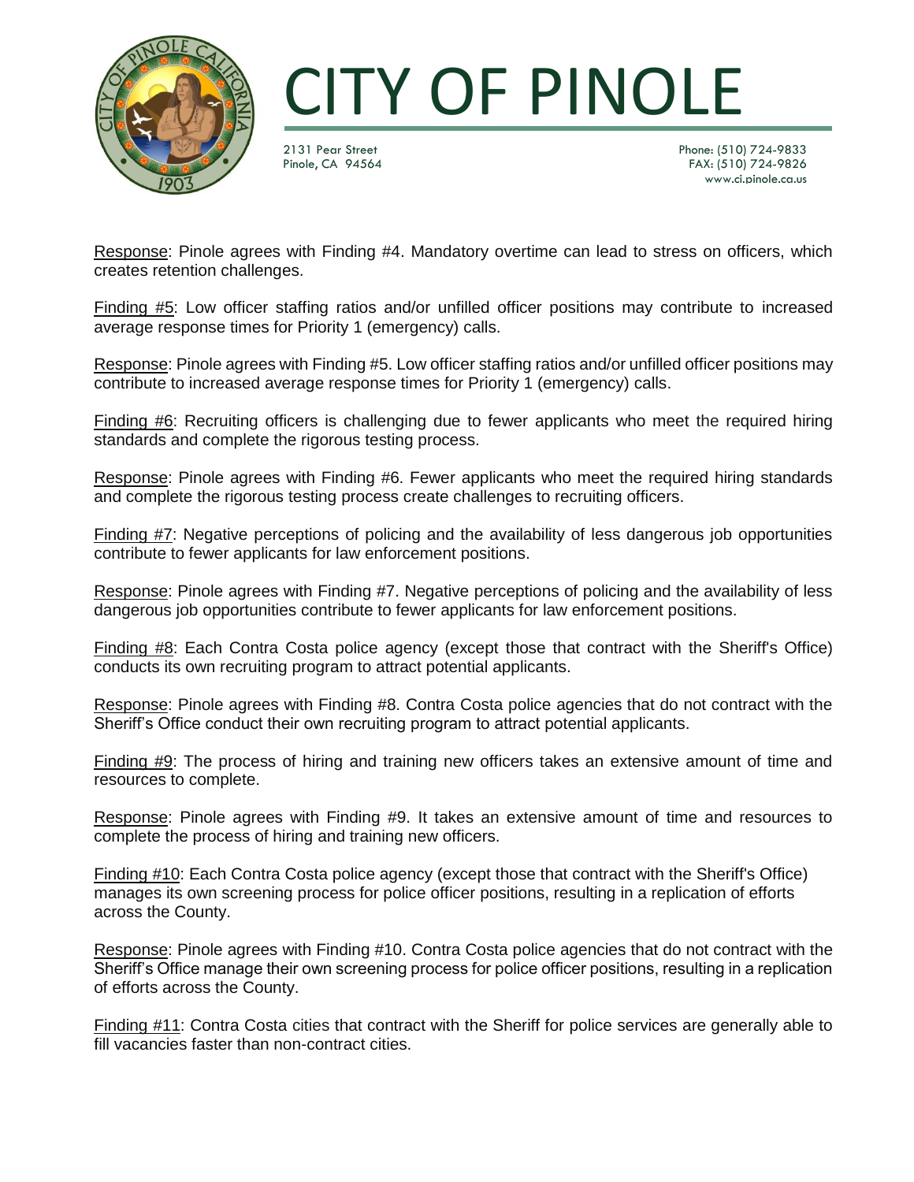Response: Pinole agrees with Finding #4. Mandatory overtime can lead to stress on officers, which creates retention challenges.

Finding #5: Low officer staffing ratios and/or unfilled officer positions may contribute to increased average response times for Priority 1 (emergency) calls.

Response: Pinole agrees with Finding #5. Low officer staffing ratios and/or unfilled officer positions may contribute to increased average response times for Priority 1 (emergency) calls.

Finding #6: Recruiting officers is challenging due to fewer applicants who meet the required hiring standards and complete the rigorous testing process.

Response: Pinole agrees with Finding #6. Fewer applicants who meet the required hiring standards and complete the rigorous testing process create challenges to recruiting officers.

Finding #7: Negative perceptions of policing and the availability of less dangerous job opportunities contribute to fewer applicants for law enforcement positions.

Response: Pinole agrees with Finding #7. Negative perceptions of policing and the availability of less dangerous job opportunities contribute to fewer applicants for law enforcement positions.

Finding #8: Each Contra Costa police agency (except those that contract with the Sheriff's Office) conducts its own recruiting program to attract potential applicants.

Response: Pinole agrees with Finding #8. Contra Costa police agencies that do not contract with the Sheriff's Office conduct their own recruiting program to attract potential applicants.

Finding #9: The process of hiring and training new officers takes an extensive amount of time and resources to complete.

Response: Pinole agrees with Finding #9. It takes an extensive amount of time and resources to complete the process of hiring and training new officers.

Finding #10: Each Contra Costa police agency (except those that contract with the Sheriff's Office) manages its own screening process for police officer positions, resulting in a replication of efforts across the County.

Response: Pinole agrees with Finding #10. Contra Costa police agencies that do not contract with the Sheriff's Office manage their own screening process for police officer positions, resulting in a replication of efforts across the County.

Finding #11: Contra Costa cities that contract with the Sheriff for police services are generally able to fill vacancies faster than non-contract cities.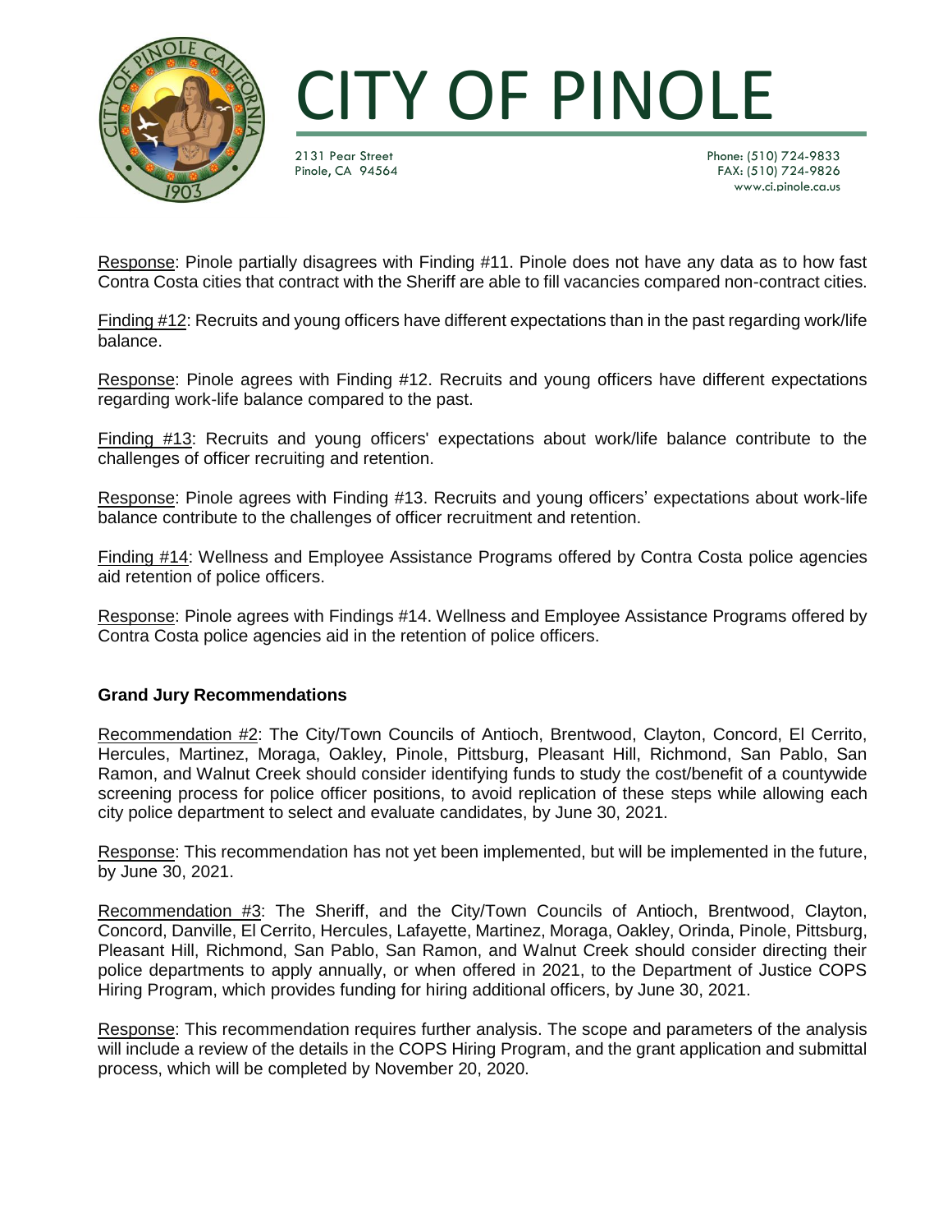Response: Pinole partially disagrees with Finding #11. Pinole does not have any data as to how fast Contra Costa cities that contract with the Sheriff are able to fill vacancies compared non-contract cities.

Finding #12: Recruits and young officers have different expectations than in the past regarding work/life balance.

Response: Pinole agrees with Finding #12. Recruits and young officers have different expectations regarding work-life balance compared to the past.

Finding #13: Recruits and young officers' expectations about work/life balance contribute to the challenges of officer recruiting and retention.

Response: Pinole agrees with Finding #13. Recruits and young officers' expectations about work-life balance contribute to the challenges of officer recruitment and retention.

Finding #14: Wellness and Employee Assistance Programs offered by Contra Costa police agencies aid retention of police officers.

Response: Pinole agrees with Findings #14. Wellness and Employee Assistance Programs offered by Contra Costa police agencies aid in the retention of police officers.

**Grand Jury Recommendations**

Recommendation #2: The City/Town Councils of Antioch, Brentwood, Clayton, Concord, El Cerrito, Hercules, Martinez, Moraga, Oakley, Pinole, Pittsburg, Pleasant Hill, Richmond, San Pablo, San Ramon, and Walnut Creek should consider identifying funds to study the cost/benefit of a countywide screening process for police officer positions, to avoid replication of these steps while allowing each city police department to select and evaluate candidates, by June 30, 2021.

Response: This recommendation has not yet been implemented, but will be implemented in the future, by June 30, 2021.

Recommendation #3: The Sheriff, and the City/Town Councils of Antioch, Brentwood, Clayton, Concord, Danville, El Cerrito, Hercules, Lafayette, Martinez, Moraga, Oakley, Orinda, Pinole, Pittsburg, Pleasant Hill, Richmond, San Pablo, San Ramon, and Walnut Creek should consider directing their police departments to apply annually, or when offered in 2021, to the Department of Justice COPS Hiring Program, which provides funding for hiring additional officers, by June 30, 2021.

Response: This recommendation requires further analysis. The scope and parameters of the analysis will include a review of the details in the COPS Hiring Program, and the grant application and submittal process, which will be completed by November 20, 2020.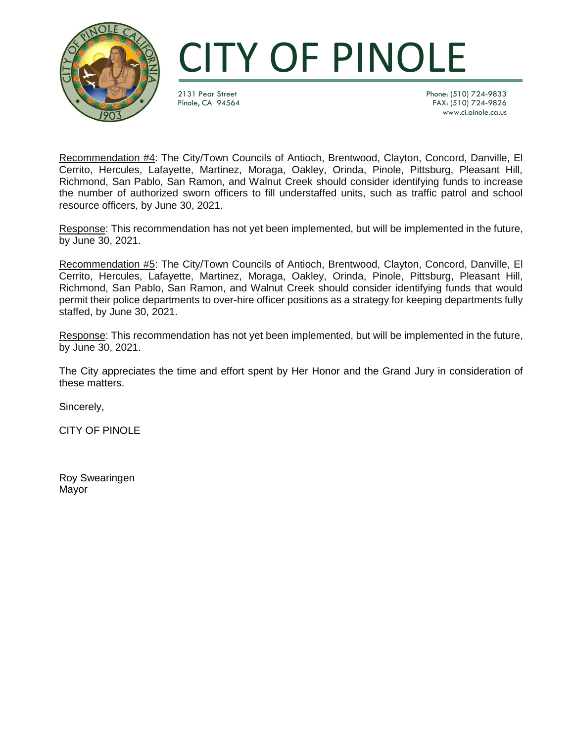# CITY OF PINOLE

2131 Pear Street
Pinole, CA 94564

Phone: (510) 724-9833
FAX: (510) 724-9826
www.ci.pinole.ca.us

Recommendation #4: The City/Town Councils of Antioch, Brentwood, Clayton, Concord, Danville, El Cerrito, Hercules, Lafayette, Martinez, Moraga, Oakley, Orinda, Pinole, Pittsburg, Pleasant Hill, Richmond, San Pablo, San Ramon, and Walnut Creek should consider identifying funds to increase the number of authorized sworn officers to fill understaffed units, such as traffic patrol and school resource officers, by June 30, 2021.

Response: This recommendation has not yet been implemented, but will be implemented in the future, by June 30, 2021.

Recommendation #5: The City/Town Councils of Antioch, Brentwood, Clayton, Concord, Danville, El Cerrito, Hercules, Lafayette, Martinez, Moraga, Oakley, Orinda, Pinole, Pittsburg, Pleasant Hill, Richmond, San Pablo, San Ramon, and Walnut Creek should consider identifying funds that would permit their police departments to over-hire officer positions as a strategy for keeping departments fully staffed, by June 30, 2021.

Response: This recommendation has not yet been implemented, but will be implemented in the future, by June 30, 2021.

The City appreciates the time and effort spent by Her Honor and the Grand Jury in consideration of these matters.

Sincerely,

CITY OF PINOLE

Roy Swearingen
Mayor